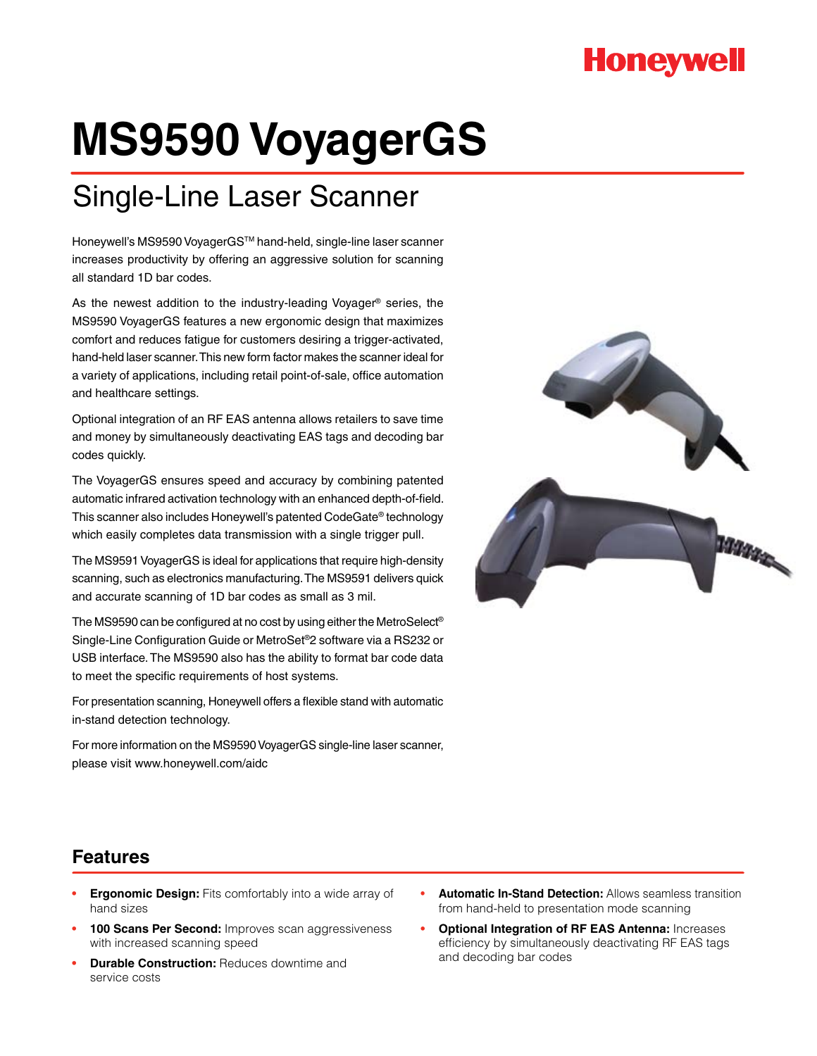Honeywell

# MS9590 VoyagerGS

## Single-Line Laser Scanner

Honeywell's MS9590 VoyagerGS™ hand-held, single-line laser scanner increases productivity by offering an aggressive solution for scanning all standard 1D bar codes.

As the newest addition to the industry-leading Voyager® series, the MS9590 VoyagerGS features a new ergonomic design that maximizes comfort and reduces fatigue for customers desiring a trigger-activated, hand-held laser scanner. This new form factor makes the scanner ideal for a variety of applications, including retail point-of-sale, office automation and healthcare settings.

Optional integration of an RF EAS antenna allows retailers to save time and money by simultaneously deactivating EAS tags and decoding bar codes quickly.

The VoyagerGS ensures speed and accuracy by combining patented automatic infrared activation technology with an enhanced depth-of-field. This scanner also includes Honeywell's patented CodeGate® technology which easily completes data transmission with a single trigger pull.

The MS9591 VoyagerGS is ideal for applications that require high-density scanning, such as electronics manufacturing. The MS9591 delivers quick and accurate scanning of 1D bar codes as small as 3 mil.

The MS9590 can be configured at no cost by using either the MetroSelect® Single-Line Configuration Guide or MetroSet®2 software via a RS232 or USB interface. The MS9590 also has the ability to format bar code data to meet the specific requirements of host systems.

For presentation scanning, Honeywell offers a flexible stand with automatic in-stand detection technology.

For more information on the MS9590 VoyagerGS single-line laser scanner, please visit www.honeywell.com/aidc

## Features

- **Ergonomic Design:** Fits comfortably into a wide array of hand sizes
- **100 Scans Per Second:** Improves scan aggressiveness with increased scanning speed
- **Durable Construction:** Reduces downtime and service costs
- **Automatic In-Stand Detection:** Allows seamless transition from hand-held to presentation mode scanning
- **Optional Integration of RF EAS Antenna:** Increases efficiency by simultaneously deactivating RF EAS tags and decoding bar codes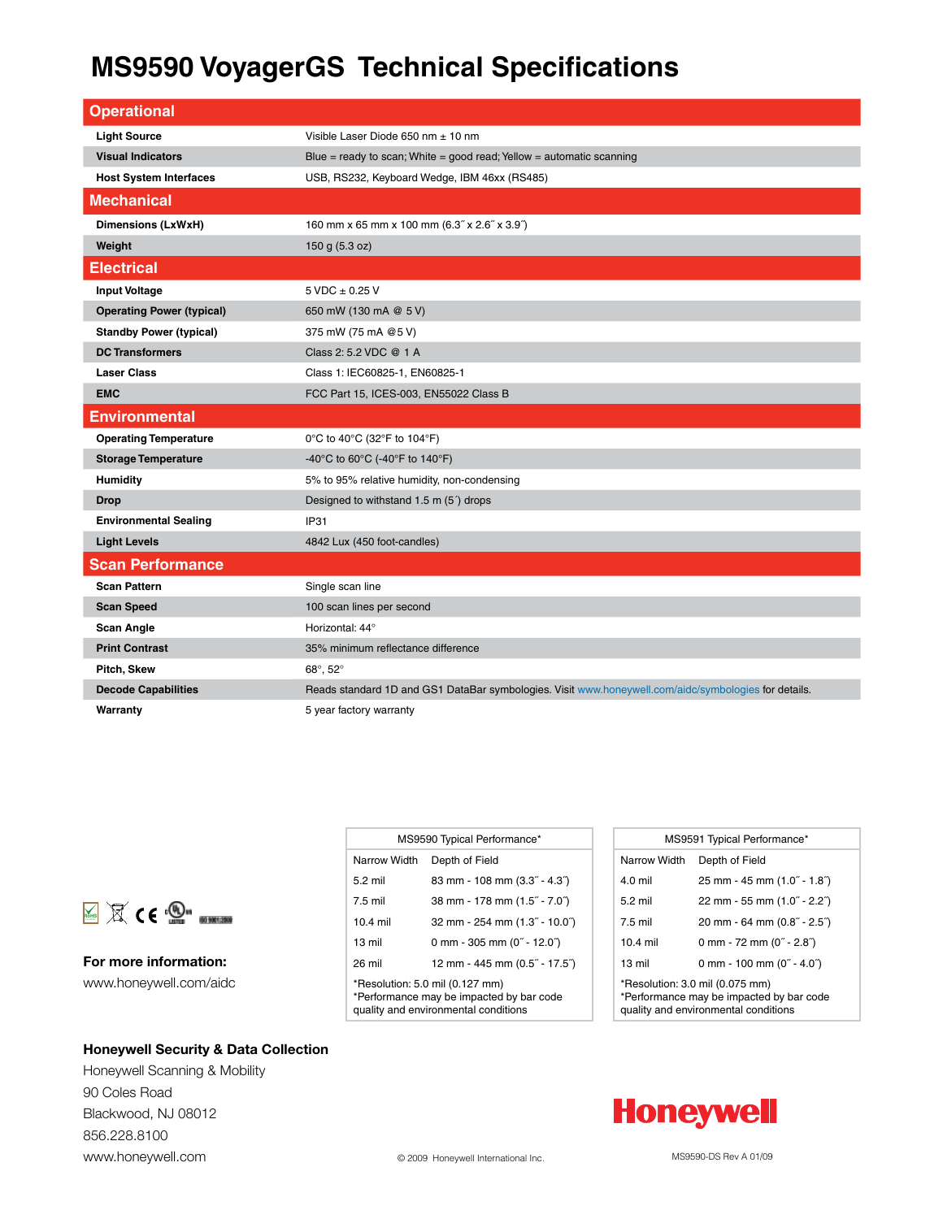# MS9590 VoyagerGS Technical Specifications

| | |
|---|---|
| **Operational** | |
| **Light Source** | Visible Laser Diode 650 nm ± 10 nm |
| **Visual Indicators** | Blue = ready to scan; White = good read; Yellow = automatic scanning |
| **Host System Interfaces** | USB, RS232, Keyboard Wedge, IBM 46xx (RS485) |
| **Mechanical** | |
| **Dimensions (LxWxH)** | 160 mm x 65 mm x 100 mm (6.3˝ x 2.6˝ x 3.9˝) |
| **Weight** | 150 g (5.3 oz) |
| **Electrical** | |
| **Input Voltage** | 5 VDC ± 0.25 V |
| **Operating Power (typical)** | 650 mW (130 mA @ 5 V) |
| **Standby Power (typical)** | 375 mW (75 mA @5 V) |
| **DC Transformers** | Class 2: 5.2 VDC @ 1 A |
| **Laser Class** | Class 1: IEC60825-1, EN60825-1 |
| **EMC** | FCC Part 15, ICES-003, EN55022 Class B |
| **Environmental** | |
| **Operating Temperature** | 0°C to 40°C (32°F to 104°F) |
| **Storage Temperature** | -40°C to 60°C (-40°F to 140°F) |
| **Humidity** | 5% to 95% relative humidity, non-condensing |
| **Drop** | Designed to withstand 1.5 m (5´) drops |
| **Environmental Sealing** | IP31 |
| **Light Levels** | 4842 Lux (450 foot-candles) |
| **Scan Performance** | |
| **Scan Pattern** | Single scan line |
| **Scan Speed** | 100 scan lines per second |
| **Scan Angle** | Horizontal: 44° |
| **Print Contrast** | 35% minimum reflectance difference |
| **Pitch, Skew** | 68°, 52° |
| **Decode Capabilities** | Reads standard 1D and GS1 DataBar symbologies. Visit www.honeywell.com/aidc/symbologies for details. |
| **Warranty** | 5 year factory warranty |

MS9590 Typical Performance*

| Narrow Width | Depth of Field |
|---|---|
| 5.2 mil | 83 mm - 108 mm (3.3˝ - 4.3˝) |
| 7.5 mil | 38 mm - 178 mm (1.5˝ - 7.0˝) |
| 10.4 mil | 32 mm - 254 mm (1.3˝ - 10.0˝) |
| 13 mil | 0 mm - 305 mm (0˝ - 12.0˝) |
| 26 mil | 12 mm - 445 mm (0.5˝ - 17.5˝) |

*Resolution: 5.0 mil (0.127 mm)
*Performance may be impacted by bar code quality and environmental conditions

MS9591 Typical Performance*

| Narrow Width | Depth of Field |
|---|---|
| 4.0 mil | 25 mm - 45 mm (1.0˝ - 1.8˝) |
| 5.2 mil | 22 mm - 55 mm (1.0˝ - 2.2˝) |
| 7.5 mil | 20 mm - 64 mm (0.8˝ - 2.5˝) |
| 10.4 mil | 0 mm - 72 mm (0˝ - 2.8˝) |
| 13 mil | 0 mm - 100 mm (0˝ - 4.0˝) |

*Resolution: 3.0 mil (0.075 mm)
*Performance may be impacted by bar code quality and environmental conditions

**For more information:**
www.honeywell.com/aidc

**Honeywell Security & Data Collection**
Honeywell Scanning & Mobility
90 Coles Road
Blackwood, NJ 08012
856.228.8100
www.honeywell.com

Honeywell

© 2009 Honeywell International Inc.

MS9590-DS Rev A 01/09